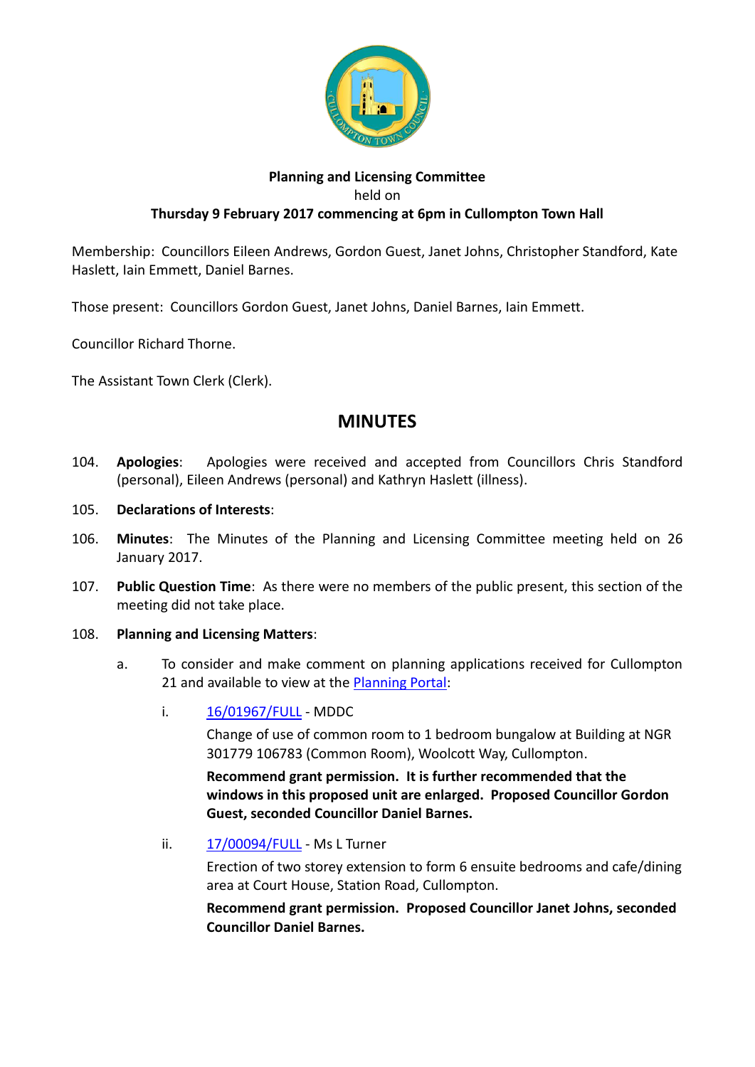**Planning and Licensing Committee**
held on
**Thursday 9 February 2017 commencing at 6pm in Cullompton Town Hall**

Membership: Councillors Eileen Andrews, Gordon Guest, Janet Johns, Christopher Standford, Kate Haslett, Iain Emmett, Daniel Barnes.

Those present: Councillors Gordon Guest, Janet Johns, Daniel Barnes, Iain Emmett.

Councillor Richard Thorne.

The Assistant Town Clerk (Clerk).

# MINUTES

104. **Apologies**: Apologies were received and accepted from Councillors Chris Standford (personal), Eileen Andrews (personal) and Kathryn Haslett (illness).

105. **Declarations of Interests**:

106. **Minutes**: The Minutes of the Planning and Licensing Committee meeting held on 26 January 2017.

107. **Public Question Time**: As there were no members of the public present, this section of the meeting did not take place.

108. **Planning and Licensing Matters**:

    a. To consider and make comment on planning applications received for Cullompton 21 and available to view at the Planning Portal:

        i. 16/01967/FULL - MDDC

        Change of use of common room to 1 bedroom bungalow at Building at NGR 301779 106783 (Common Room), Woolcott Way, Cullompton.

        **Recommend grant permission. It is further recommended that the windows in this proposed unit are enlarged. Proposed Councillor Gordon Guest, seconded Councillor Daniel Barnes.**

        ii. 17/00094/FULL - Ms L Turner

        Erection of two storey extension to form 6 ensuite bedrooms and cafe/dining area at Court House, Station Road, Cullompton.

        **Recommend grant permission. Proposed Councillor Janet Johns, seconded Councillor Daniel Barnes.**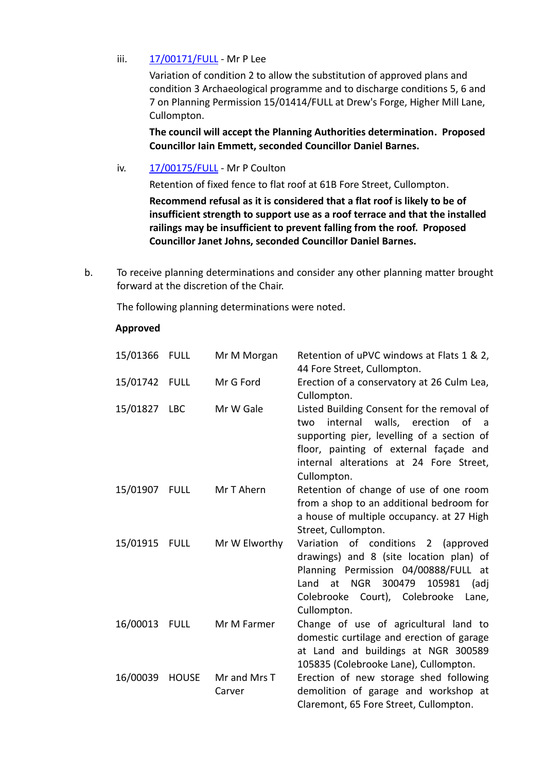iii. [17/00171/FULL]() - Mr P Lee

Variation of condition 2 to allow the substitution of approved plans and condition 3 Archaeological programme and to discharge conditions 5, 6 and 7 on Planning Permission 15/01414/FULL at Drew's Forge, Higher Mill Lane, Cullompton.

**The council will accept the Planning Authorities determination. Proposed Councillor Iain Emmett, seconded Councillor Daniel Barnes.**

iv. [17/00175/FULL]() - Mr P Coulton

Retention of fixed fence to flat roof at 61B Fore Street, Cullompton.

**Recommend refusal as it is considered that a flat roof is likely to be of insufficient strength to support use as a roof terrace and that the installed railings may be insufficient to prevent falling from the roof. Proposed Councillor Janet Johns, seconded Councillor Daniel Barnes.**

b. To receive planning determinations and consider any other planning matter brought forward at the discretion of the Chair.

The following planning determinations were noted.

**Approved**

| | | | |
|---|---|---|---|
| 15/01366 | FULL | Mr M Morgan | Retention of uPVC windows at Flats 1 & 2, 44 Fore Street, Cullompton. |
| 15/01742 | FULL | Mr G Ford | Erection of a conservatory at 26 Culm Lea, Cullompton. |
| 15/01827 | LBC | Mr W Gale | Listed Building Consent for the removal of two internal walls, erection of a supporting pier, levelling of a section of floor, painting of external façade and internal alterations at 24 Fore Street, Cullompton. |
| 15/01907 | FULL | Mr T Ahern | Retention of change of use of one room from a shop to an additional bedroom for a house of multiple occupancy. at 27 High Street, Cullompton. |
| 15/01915 | FULL | Mr W Elworthy | Variation of conditions 2 (approved drawings) and 8 (site location plan) of Planning Permission 04/00888/FULL at Land at NGR 300479 105981 (adj Colebrooke Court), Colebrooke Lane, Cullompton. |
| 16/00013 | FULL | Mr M Farmer | Change of use of agricultural land to domestic curtilage and erection of garage at Land and buildings at NGR 300589 105835 (Colebrooke Lane), Cullompton. |
| 16/00039 | HOUSE | Mr and Mrs T Carver | Erection of new storage shed following demolition of garage and workshop at Claremont, 65 Fore Street, Cullompton. |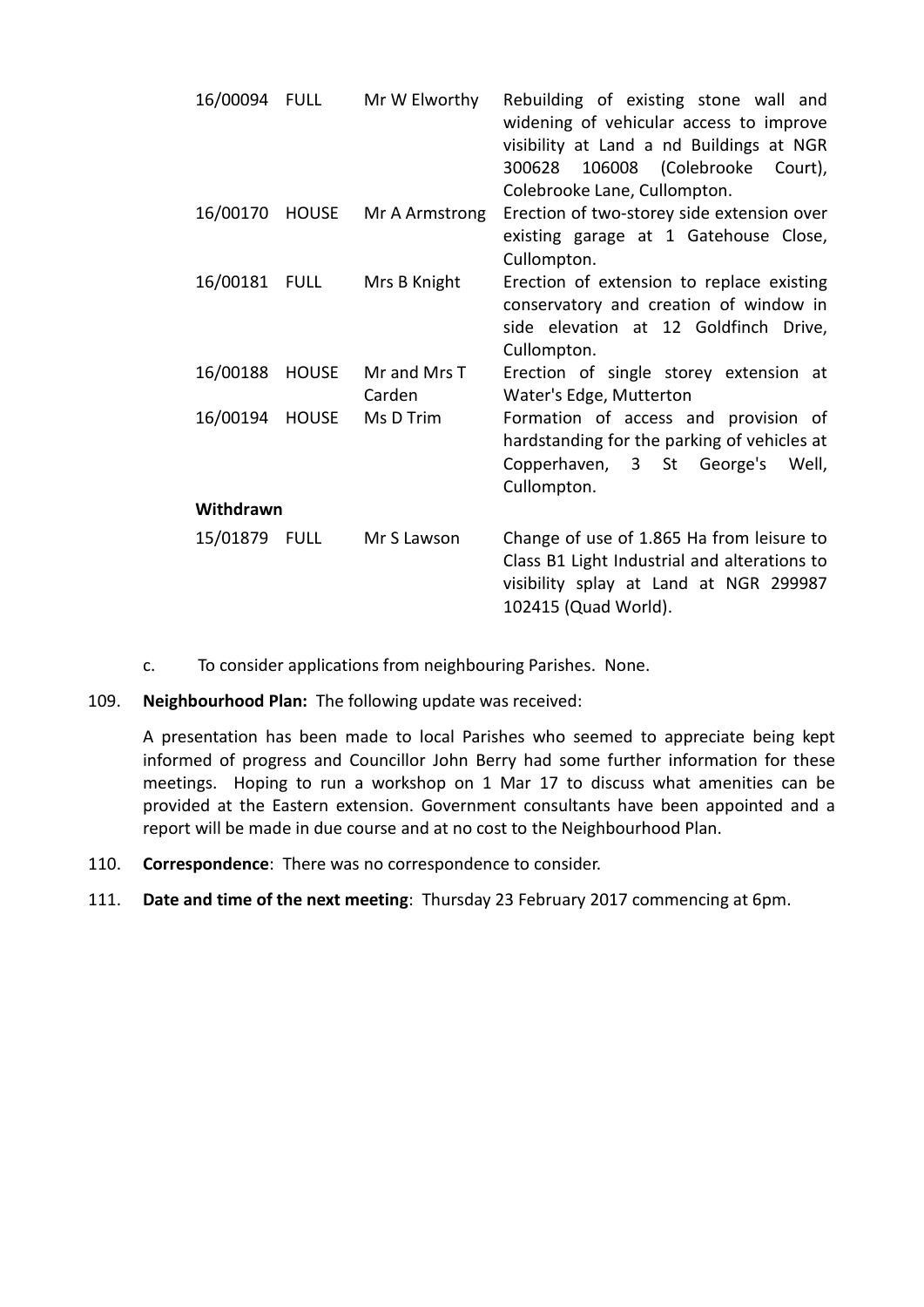| | | | |
|---|---|---|---|
| 16/00094 | FULL | Mr W Elworthy | Rebuilding of existing stone wall and widening of vehicular access to improve visibility at Land a nd Buildings at NGR 300628 106008 (Colebrooke Court), Colebrooke Lane, Cullompton. |
| 16/00170 | HOUSE | Mr A Armstrong | Erection of two-storey side extension over existing garage at 1 Gatehouse Close, Cullompton. |
| 16/00181 | FULL | Mrs B Knight | Erection of extension to replace existing conservatory and creation of window in side elevation at 12 Goldfinch Drive, Cullompton. |
| 16/00188 | HOUSE | Mr and Mrs T Carden | Erection of single storey extension at Water's Edge, Mutterton |
| 16/00194 | HOUSE | Ms D Trim | Formation of access and provision of hardstanding for the parking of vehicles at Copperhaven, 3 St George's Well, Cullompton. |
| **Withdrawn** | | | |
| 15/01879 | FULL | Mr S Lawson | Change of use of 1.865 Ha from leisure to Class B1 Light Industrial and alterations to visibility splay at Land at NGR 299987 102415 (Quad World). |

c. To consider applications from neighbouring Parishes. None.

109. **Neighbourhood Plan:** The following update was received:

A presentation has been made to local Parishes who seemed to appreciate being kept informed of progress and Councillor John Berry had some further information for these meetings. Hoping to run a workshop on 1 Mar 17 to discuss what amenities can be provided at the Eastern extension. Government consultants have been appointed and a report will be made in due course and at no cost to the Neighbourhood Plan.

110. **Correspondence**: There was no correspondence to consider.

111. **Date and time of the next meeting**: Thursday 23 February 2017 commencing at 6pm.